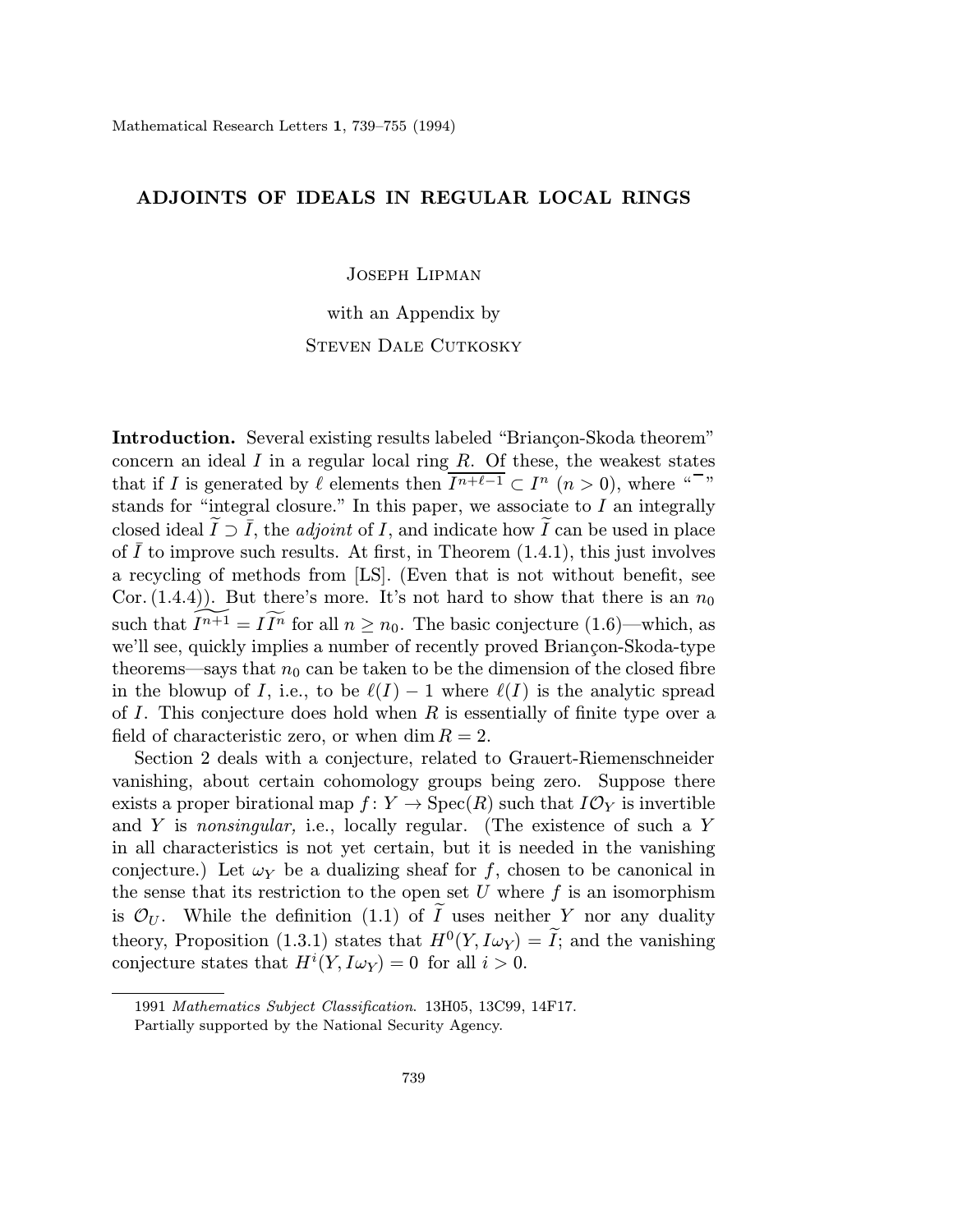# ADJOINTS OF IDEALS IN REGULAR LOCAL RINGS

Joseph Lipman

with an Appendix by

Steven Dale Cutkosky

**Introduction.** Several existing results labeled "Briançon-Skoda theorem" concern an ideal $I$ in a regular local ring $R$. Of these, the weakest states that if $I$ is generated by $\ell$ elements then $\overline{I^{n+\ell-1}} \subset I^n$ $(n > 0)$, where "$\overline{\phantom{x}}$" stands for "integral closure." In this paper, we associate to $I$ an integrally closed ideal $\widetilde{I} \supset \bar{I}$, the *adjoint* of $I$, and indicate how $\widetilde{I}$ can be used in place of $\bar{I}$ to improve such results. At first, in Theorem (1.4.1), this just involves a recycling of methods from [LS]. (Even that is not without benefit, see Cor. (1.4.4)). But there's more. It's not hard to show that there is an $n_0$ such that $\widetilde{I^{n+1}} = I\widetilde{I^n}$ for all $n \geq n_0$. The basic conjecture (1.6)—which, as we'll see, quickly implies a number of recently proved Briançon-Skoda-type theorems—says that $n_0$ can be taken to be the dimension of the closed fibre in the blowup of $I$, i.e., to be $\ell(I) - 1$ where $\ell(I)$ is the analytic spread of $I$. This conjecture does hold when $R$ is essentially of finite type over a field of characteristic zero, or when $\dim R = 2$.

Section 2 deals with a conjecture, related to Grauert-Riemenschneider vanishing, about certain cohomology groups being zero. Suppose there exists a proper birational map $f\colon Y \to \operatorname{Spec}(R)$ such that $I\mathcal{O}_Y$ is invertible and $Y$ is *nonsingular,* i.e., locally regular. (The existence of such a $Y$ in all characteristics is not yet certain, but it is needed in the vanishing conjecture.) Let $\omega_Y$ be a dualizing sheaf for $f$, chosen to be canonical in the sense that its restriction to the open set $U$ where $f$ is an isomorphism is $\mathcal{O}_U$. While the definition (1.1) of $\widetilde{I}$ uses neither $Y$ nor any duality theory, Proposition (1.3.1) states that $H^0(Y, I\omega_Y) = \widetilde{I}$; and the vanishing conjecture states that $H^i(Y, I\omega_Y) = 0$ for all $i > 0$.

---

1991 *Mathematics Subject Classification*. 13H05, 13C99, 14F17.

Partially supported by the National Security Agency.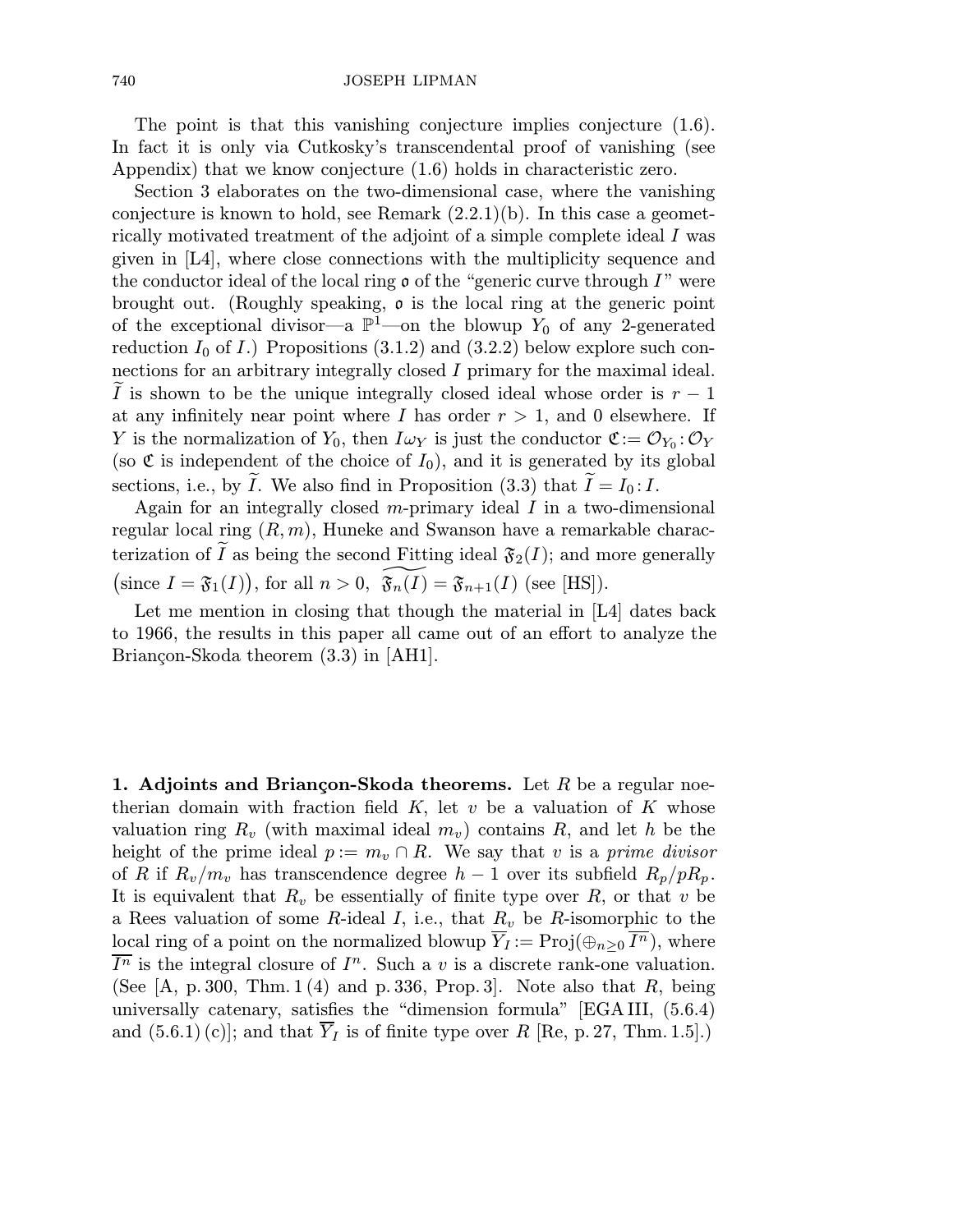The point is that this vanishing conjecture implies conjecture (1.6). In fact it is only via Cutkosky's transcendental proof of vanishing (see Appendix) that we know conjecture (1.6) holds in characteristic zero.

Section 3 elaborates on the two-dimensional case, where the vanishing conjecture is known to hold, see Remark (2.2.1)(b). In this case a geometrically motivated treatment of the adjoint of a simple complete ideal $I$ was given in [L4], where close connections with the multiplicity sequence and the conductor ideal of the local ring $\mathfrak{o}$ of the "generic curve through $I$" were brought out. (Roughly speaking, $\mathfrak{o}$ is the local ring at the generic point of the exceptional divisor—a $\mathbb{P}^1$—on the blowup $Y_0$ of any 2-generated reduction $I_0$ of $I$.) Propositions (3.1.2) and (3.2.2) below explore such connections for an arbitrary integrally closed $I$ primary for the maximal ideal. $\widetilde{I}$ is shown to be the unique integrally closed ideal whose order is $r-1$ at any infinitely near point where $I$ has order $r>1$, and 0 elsewhere. If $Y$ is the normalization of $Y_0$, then $I\omega_Y$ is just the conductor $\mathfrak{C} := \mathcal{O}_{Y_0} : \mathcal{O}_Y$ (so $\mathfrak{C}$ is independent of the choice of $I_0$), and it is generated by its global sections, i.e., by $\widetilde{I}$. We also find in Proposition (3.3) that $\widetilde{I} = I_0 : I$.

Again for an integrally closed $m$-primary ideal $I$ in a two-dimensional regular local ring $(R, m)$, Huneke and Swanson have a remarkable characterization of $\widetilde{I}$ as being the second Fitting ideal $\mathfrak{F}_2(I)$; and more generally $\big(\text{since } I = \mathfrak{F}_1(I)\big)$, for all $n>0$, $\widetilde{\mathfrak{F}_n(I)} = \mathfrak{F}_{n+1}(I)$ (see [HS]).

Let me mention in closing that though the material in [L4] dates back to 1966, the results in this paper all came out of an effort to analyze the Briançon-Skoda theorem (3.3) in [AH1].

**1. Adjoints and Briançon-Skoda theorems.** Let $R$ be a regular noetherian domain with fraction field $K$, let $v$ be a valuation of $K$ whose valuation ring $R_v$ (with maximal ideal $m_v$) contains $R$, and let $h$ be the height of the prime ideal $p := m_v \cap R$. We say that $v$ is a *prime divisor* of $R$ if $R_v/m_v$ has transcendence degree $h-1$ over its subfield $R_p/pR_p$. It is equivalent that $R_v$ be essentially of finite type over $R$, or that $v$ be a Rees valuation of some $R$-ideal $I$, i.e., that $R_v$ be $R$-isomorphic to the local ring of a point on the normalized blowup $\overline{Y}_I := \operatorname{Proj}(\oplus_{n\geq 0} \overline{I^n})$, where $\overline{I^n}$ is the integral closure of $I^n$. Such a $v$ is a discrete rank-one valuation. (See [A, p. 300, Thm. 1 (4) and p. 336, Prop. 3]. Note also that $R$, being universally catenary, satisfies the "dimension formula" [EGA III, (5.6.4) and (5.6.1) (c)]; and that $\overline{Y}_I$ is of finite type over $R$ [Re, p. 27, Thm. 1.5].)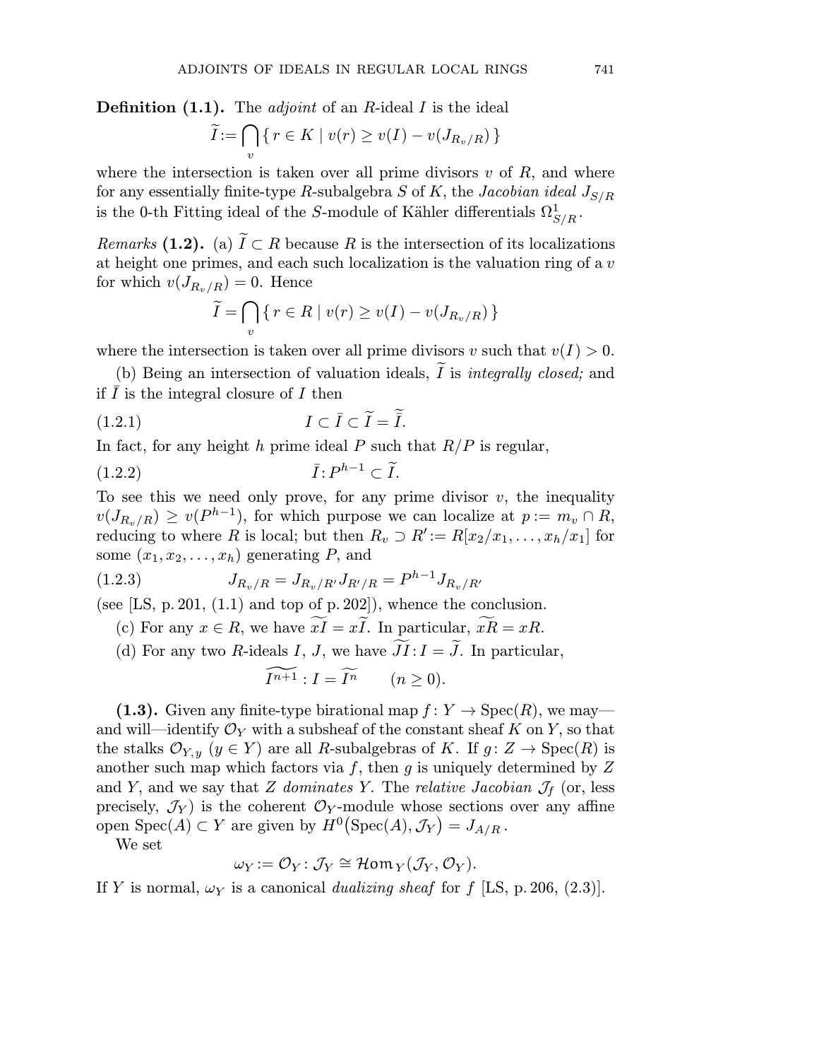**Definition (1.1).** The *adjoint* of an $R$-ideal $I$ is the ideal

$$\widetilde{I} := \bigcap_v \{\, r \in K \mid v(r) \geq v(I) - v(J_{R_v/R}) \,\}$$

where the intersection is taken over all prime divisors $v$ of $R$, and where for any essentially finite-type $R$-subalgebra $S$ of $K$, the *Jacobian ideal* $J_{S/R}$ is the 0-th Fitting ideal of the $S$-module of Kähler differentials $\Omega^1_{S/R}$.

*Remarks* **(1.2).** (a) $\widetilde{I} \subset R$ because $R$ is the intersection of its localizations at height one primes, and each such localization is the valuation ring of a $v$ for which $v(J_{R_v/R}) = 0$. Hence

$$\widetilde{I} = \bigcap_v \{\, r \in R \mid v(r) \geq v(I) - v(J_{R_v/R}) \,\}$$

where the intersection is taken over all prime divisors $v$ such that $v(I) > 0$.

(b) Being an intersection of valuation ideals, $\widetilde{I}$ is *integrally closed;* and if $\bar{I}$ is the integral closure of $I$ then

$$I \subset \bar{I} \subset \widetilde{I} = \widetilde{\bar{I}}. \tag{1.2.1}$$

In fact, for any height $h$ prime ideal $P$ such that $R/P$ is regular,

$$\bar{I} : P^{h-1} \subset \widetilde{I}. \tag{1.2.2}$$

To see this we need only prove, for any prime divisor $v$, the inequality $v(J_{R_v/R}) \geq v(P^{h-1})$, for which purpose we can localize at $p := m_v \cap R$, reducing to where $R$ is local; but then $R_v \supset R' := R[x_2/x_1, \ldots, x_h/x_1]$ for some $(x_1, x_2, \ldots, x_h)$ generating $P$, and

$$J_{R_v/R} = J_{R_v/R'} J_{R'/R} = P^{h-1} J_{R_v/R'} \tag{1.2.3}$$

(see [LS, p. 201, (1.1) and top of p. 202]), whence the conclusion.

(c) For any $x \in R$, we have $\widetilde{xI} = x\widetilde{I}$. In particular, $\widetilde{xR} = xR$.

(d) For any two $R$-ideals $I$, $J$, we have $\widetilde{JI} : I = \widetilde{J}$. In particular,

$$\widetilde{I^{n+1}} : I = \widetilde{I^n} \qquad (n \geq 0).$$

**(1.3).** Given any finite-type birational map $f : Y \to \operatorname{Spec}(R)$, we may—and will—identify $\mathcal{O}_Y$ with a subsheaf of the constant sheaf $K$ on $Y$, so that the stalks $\mathcal{O}_{Y,y}$ $(y \in Y)$ are all $R$-subalgebras of $K$. If $g : Z \to \operatorname{Spec}(R)$ is another such map which factors via $f$, then $g$ is uniquely determined by $Z$ and $Y$, and we say that $Z$ *dominates* $Y$. The *relative Jacobian* $\mathcal{J}_f$ (or, less precisely, $\mathcal{J}_Y$) is the coherent $\mathcal{O}_Y$-module whose sections over any affine open $\operatorname{Spec}(A) \subset Y$ are given by $H^0(\operatorname{Spec}(A), \mathcal{J}_Y) = J_{A/R}$.

We set

$$\omega_Y := \mathcal{O}_Y : \mathcal{J}_Y \cong \mathcal{H}om_Y(\mathcal{J}_Y, \mathcal{O}_Y).$$

If $Y$ is normal, $\omega_Y$ is a canonical *dualizing sheaf* for $f$ [LS, p. 206, (2.3)].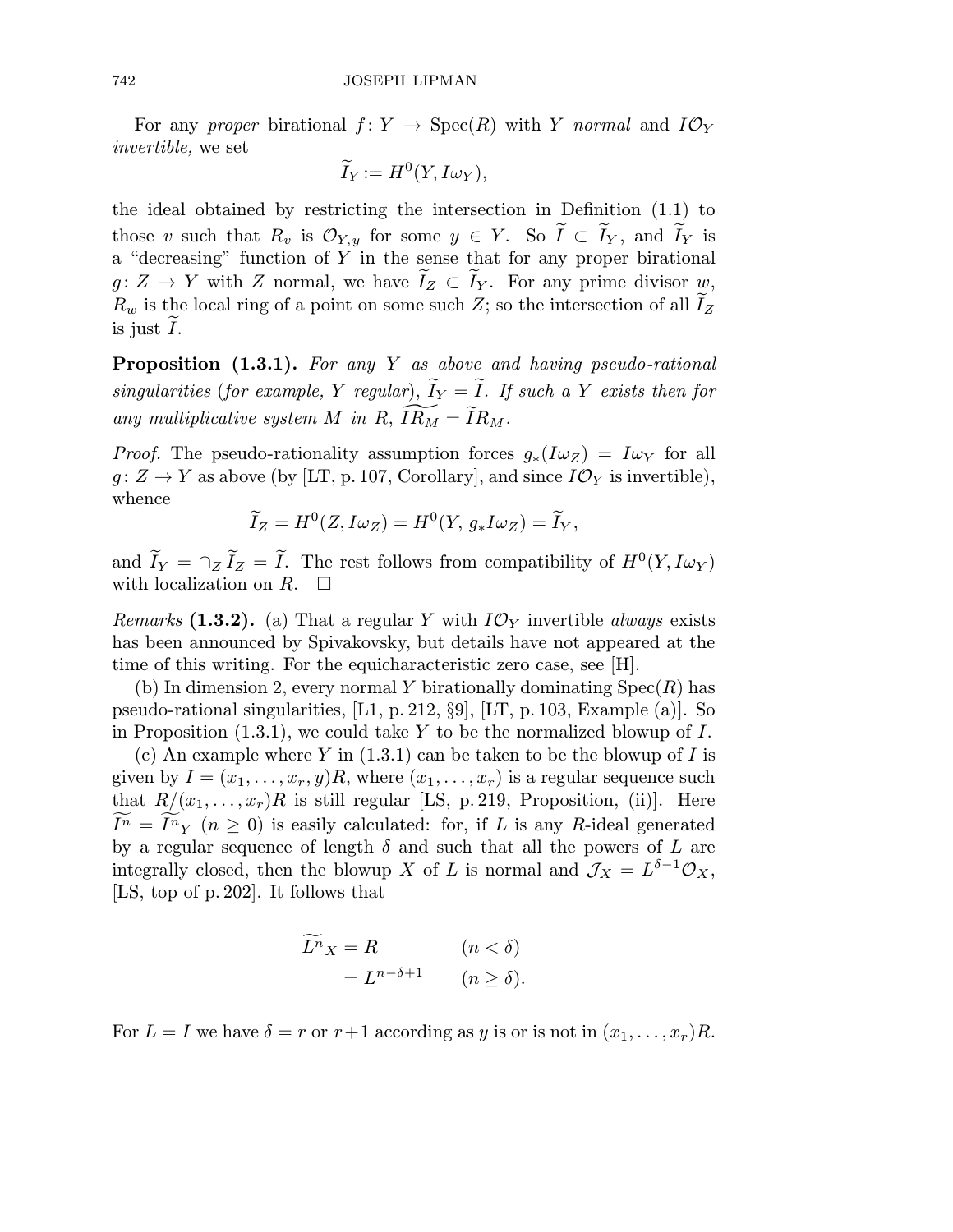For any *proper* birational $f\colon Y \to \operatorname{Spec}(R)$ with $Y$ *normal* and $I\mathcal{O}_Y$ *invertible,* we set

$$\widetilde{I}_Y := H^0(Y, I\omega_Y),$$

the ideal obtained by restricting the intersection in Definition (1.1) to those $v$ such that $R_v$ is $\mathcal{O}_{Y,y}$ for some $y \in Y$. So $\widetilde{I} \subset \widetilde{I}_Y$, and $\widetilde{I}_Y$ is a "decreasing" function of $Y$ in the sense that for any proper birational $g\colon Z \to Y$ with $Z$ normal, we have $\widetilde{I}_Z \subset \widetilde{I}_Y$. For any prime divisor $w$, $R_w$ is the local ring of a point on some such $Z$; so the intersection of all $\widetilde{I}_Z$ is just $\widetilde{I}$.

**Proposition (1.3.1).** *For any $Y$ as above and having pseudo-rational singularities* (*for example, $Y$ regular*), *$\widetilde{I}_Y = \widetilde{I}$. If such a $Y$ exists then for any multiplicative system $M$ in $R$, $\widetilde{IR_M} = \widetilde{I}R_M$.*

*Proof.* The pseudo-rationality assumption forces $g_*(I\omega_Z) = I\omega_Y$ for all $g\colon Z \to Y$ as above (by [LT, p. 107, Corollary], and since $I\mathcal{O}_Y$ is invertible), whence

$$\widetilde{I}_Z = H^0(Z, I\omega_Z) = H^0(Y, g_*I\omega_Z) = \widetilde{I}_Y,$$

and $\widetilde{I}_Y = \cap_Z \widetilde{I}_Z = \widetilde{I}$. The rest follows from compatibility of $H^0(Y, I\omega_Y)$ with localization on $R$. $\square$

*Remarks* **(1.3.2).** (a) That a regular $Y$ with $I\mathcal{O}_Y$ invertible *always* exists has been announced by Spivakovsky, but details have not appeared at the time of this writing. For the equicharacteristic zero case, see [H].

(b) In dimension 2, every normal $Y$ birationally dominating $\operatorname{Spec}(R)$ has pseudo-rational singularities, [L1, p. 212, §9], [LT, p. 103, Example (a)]. So in Proposition (1.3.1), we could take $Y$ to be the normalized blowup of $I$.

(c) An example where $Y$ in (1.3.1) can be taken to be the blowup of $I$ is given by $I = (x_1, \dots, x_r, y)R$, where $(x_1, \dots, x_r)$ is a regular sequence such that $R/(x_1, \dots, x_r)R$ is still regular [LS, p. 219, Proposition, (ii)]. Here $\widetilde{I^n} = \widetilde{I^n}_Y$ $(n \geq 0)$ is easily calculated: for, if $L$ is any $R$-ideal generated by a regular sequence of length $\delta$ and such that all the powers of $L$ are integrally closed, then the blowup $X$ of $L$ is normal and $\mathcal{J}_X = L^{\delta-1}\mathcal{O}_X$, [LS, top of p. 202]. It follows that

$$
\begin{aligned}
\widetilde{L^n}_X &= R && (n < \delta) \\
&= L^{n-\delta+1} && (n \geq \delta).
\end{aligned}
$$

For $L = I$ we have $\delta = r$ or $r+1$ according as $y$ is or is not in $(x_1, \dots, x_r)R$.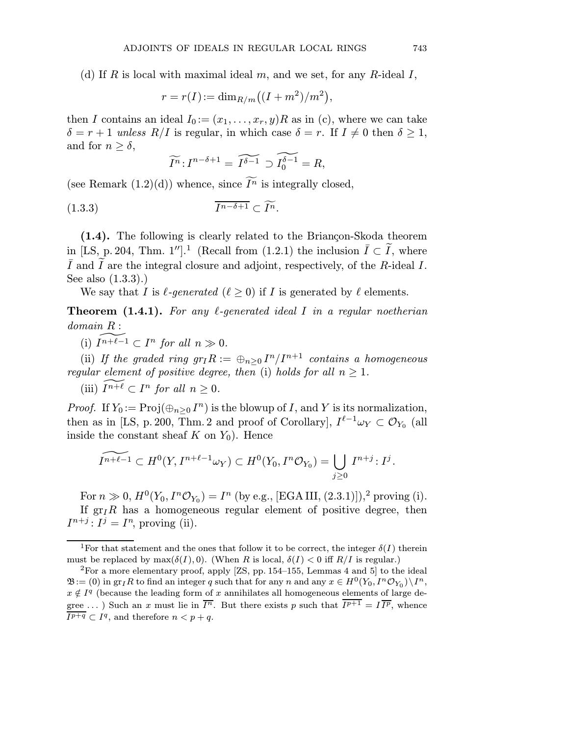(d) If $R$ is local with maximal ideal $m$, and we set, for any $R$-ideal $I$,

$$r = r(I) := \dim_{R/m}\big((I + m^2)/m^2\big),$$

then $I$ contains an ideal $I_0 := (x_1, \dots, x_r, y)R$ as in (c), where we can take $\delta = r+1$ *unless* $R/I$ is regular, in which case $\delta = r$. If $I \neq 0$ then $\delta \geq 1$, and for $n \geq \delta$,

$$\widetilde{I^n} \colon I^{n-\delta+1} = \widetilde{I^{\delta-1}} \supset \widetilde{I_0^{\delta-1}} = R,$$

(see Remark (1.2)(d)) whence, since $\widetilde{I^n}$ is integrally closed,

$$\overline{I^{n-\delta+1}} \subset \widetilde{I^n}. \tag{1.3.3}$$

**(1.4).** The following is clearly related to the Briançon-Skoda theorem in [LS, p. 204, Thm. 1″].[1] (Recall from (1.2.1) the inclusion $\bar{I} \subset \widetilde{I}$, where $\bar{I}$ and $\widetilde{I}$ are the integral closure and adjoint, respectively, of the $R$-ideal $I$. See also (1.3.3).)

We say that $I$ is *$\ell$-generated* ($\ell \geq 0$) if $I$ is generated by $\ell$ elements.

**Theorem (1.4.1).** *For any $\ell$-generated ideal $I$ in a regular noetherian domain $R$ :*

(i) *$\widetilde{I^{n+\ell-1}} \subset I^n$ for all $n \gg 0$.*

(ii) *If the graded ring $gr_I R := \oplus_{n\geq 0} I^n/I^{n+1}$ contains a homogeneous regular element of positive degree, then* (i) *holds for all $n \geq 1$.*

(iii) *$\widetilde{I^{n+\ell}} \subset I^n$ for all $n \geq 0$.*

*Proof.* If $Y_0 := \operatorname{Proj}(\oplus_{n\geq 0} I^n)$ is the blowup of $I$, and $Y$ is its normalization, then as in [LS, p. 200, Thm. 2 and proof of Corollary], $I^{\ell-1}\omega_Y \subset \mathcal{O}_{Y_0}$ (all inside the constant sheaf $K$ on $Y_0$). Hence

$$\widetilde{I^{n+\ell-1}} \subset H^0(Y, I^{n+\ell-1}\omega_Y) \subset H^0(Y_0, I^n\mathcal{O}_{Y_0}) = \bigcup_{j\geq 0} I^{n+j} \colon I^j.$$

For $n \gg 0$, $H^0(Y_0, I^n\mathcal{O}_{Y_0}) = I^n$ (by e.g., [EGA III, (2.3.1)]),[2] proving (i).

If $\mathrm{gr}_I R$ has a homogeneous regular element of positive degree, then $I^{n+j} \colon I^j = I^n$, proving (ii).

---

[1] For that statement and the ones that follow it to be correct, the integer $\delta(I)$ therein must be replaced by $\max(\delta(I), 0)$. (When $R$ is local, $\delta(I) < 0$ iff $R/I$ is regular.)

[2] For a more elementary proof, apply [ZS, pp. 154–155, Lemmas 4 and 5] to the ideal $\mathfrak{B} := (0)$ in $\mathrm{gr}_I R$ to find an integer $q$ such that for any $n$ and any $x \in H^0(Y_0, I^n\mathcal{O}_{Y_0}) \setminus I^n$, $x \notin I^q$ (because the leading form of $x$ annihilates all homogeneous elements of large degree ...) Such an $x$ must lie in $\overline{I^n}$. But there exists $p$ such that $\overline{I^{p+1}} = I\overline{I^p}$, whence $\overline{I^{p+q}} \subset I^q$, and therefore $n < p + q$.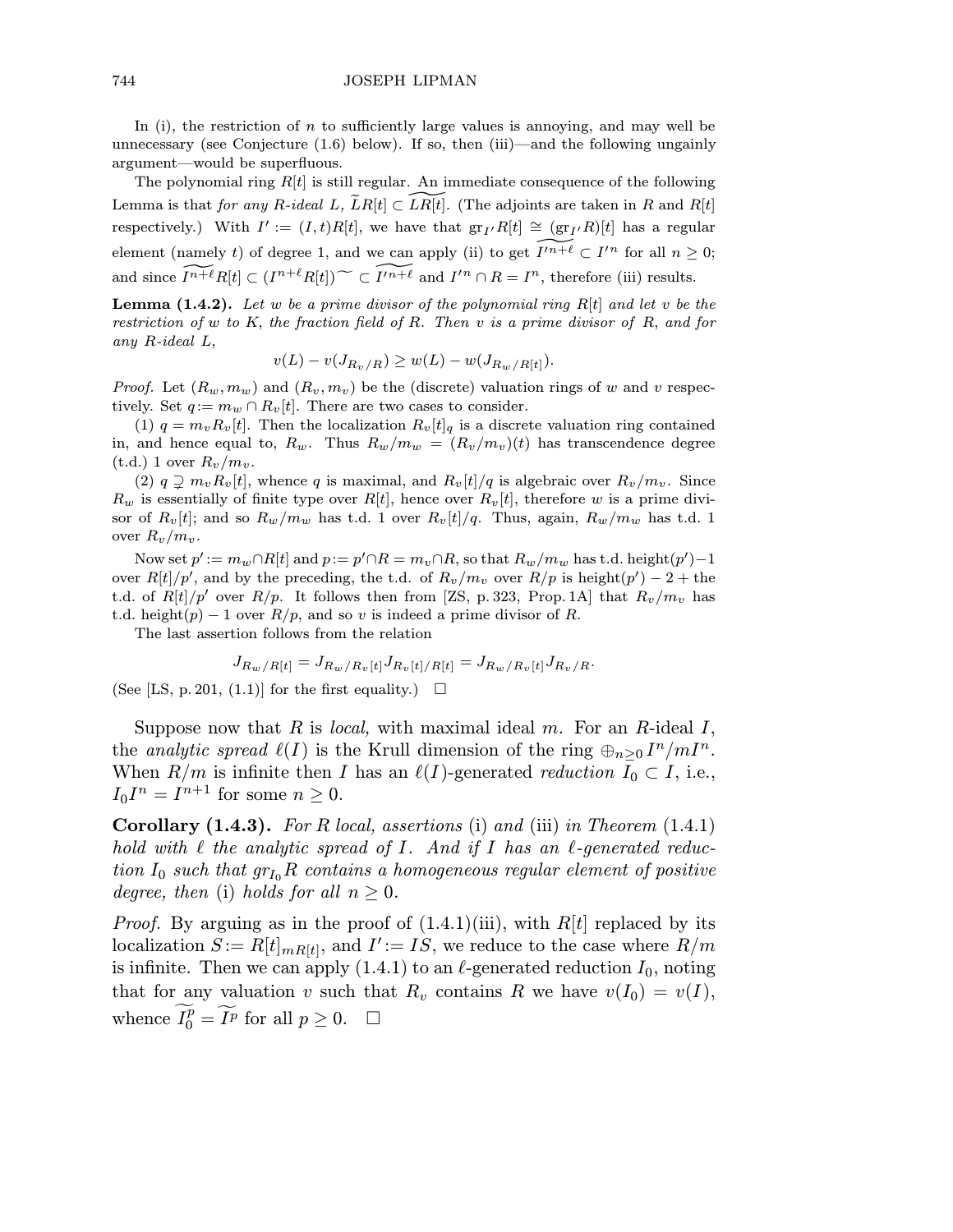In (i), the restriction of $n$ to sufficiently large values is annoying, and may well be unnecessary (see Conjecture (1.6) below). If so, then (iii)—and the following ungainly argument—would be superfluous.

The polynomial ring $R[t]$ is still regular. An immediate consequence of the following Lemma is that *for any $R$-ideal $L$, $\widetilde{L}R[t] \subset \widetilde{LR[t]}$.* (The adjoints are taken in $R$ and $R[t]$ respectively.) With $I' := (I,t)R[t]$, we have that $\mathrm{gr}_{I'}R[t] \cong (\mathrm{gr}_{I'}R)[t]$ has a regular element (namely $t$) of degree 1, and we can apply (ii) to get $\widetilde{I'^{n+\ell}} \subset I'^n$ for all $n \geq 0$; and since $\widetilde{I^{n+\ell}}R[t] \subset (I^{n+\ell}R[t])^{\sim} \subset \widetilde{I'^{n+\ell}}$ and $I'^n \cap R = I^n$, therefore (iii) results.

**Lemma (1.4.2).** *Let $w$ be a prime divisor of the polynomial ring $R[t]$ and let $v$ be the restriction of $w$ to $K$, the fraction field of $R$. Then $v$ is a prime divisor of $R$, and for any $R$-ideal $L$,*

$$v(L) - v(J_{R_v/R}) \geq w(L) - w(J_{R_w/R[t]}).$$

*Proof.* Let $(R_w, m_w)$ and $(R_v, m_v)$ be the (discrete) valuation rings of $w$ and $v$ respectively. Set $q := m_w \cap R_v[t]$. There are two cases to consider.

(1) $q = m_v R_v[t]$. Then the localization $R_v[t]_q$ is a discrete valuation ring contained in, and hence equal to, $R_w$. Thus $R_w/m_w = (R_v/m_v)(t)$ has transcendence degree (t.d.) 1 over $R_v/m_v$.

(2) $q \supsetneq m_v R_v[t]$, whence $q$ is maximal, and $R_v[t]/q$ is algebraic over $R_v/m_v$. Since $R_w$ is essentially of finite type over $R[t]$, hence over $R_v[t]$, therefore $w$ is a prime divisor of $R_v[t]$; and so $R_w/m_w$ has t.d. 1 over $R_v[t]/q$. Thus, again, $R_w/m_w$ has t.d. 1 over $R_v/m_v$.

Now set $p' := m_w \cap R[t]$ and $p := p' \cap R = m_v \cap R$, so that $R_w/m_w$ has t.d. height$(p')-1$ over $R[t]/p'$, and by the preceding, the t.d. of $R_v/m_v$ over $R/p$ is height$(p') - 2 +$ the t.d. of $R[t]/p'$ over $R/p$. It follows then from [ZS, p. 323, Prop. 1A] that $R_v/m_v$ has t.d. height$(p) - 1$ over $R/p$, and so $v$ is indeed a prime divisor of $R$.

The last assertion follows from the relation

$$J_{R_w/R[t]} = J_{R_w/R_v[t]} J_{R_v[t]/R[t]} = J_{R_w/R_v[t]} J_{R_v/R}.$$

(See [LS, p. 201, (1.1)] for the first equality.) $\square$

Suppose now that $R$ is *local,* with maximal ideal $m$. For an $R$-ideal $I$, the *analytic spread* $\ell(I)$ is the Krull dimension of the ring $\oplus_{n\geq 0} I^n/mI^n$. When $R/m$ is infinite then $I$ has an $\ell(I)$-generated *reduction* $I_0 \subset I$, i.e., $I_0 I^n = I^{n+1}$ for some $n \geq 0$.

**Corollary (1.4.3).** *For $R$ local, assertions* (i) *and* (iii) *in Theorem* (1.4.1) *hold with $\ell$ the analytic spread of $I$. And if $I$ has an $\ell$-generated reduction $I_0$ such that $gr_{I_0}R$ contains a homogeneous regular element of positive degree, then* (i) *holds for all $n \geq 0$.*

*Proof.* By arguing as in the proof of (1.4.1)(iii), with $R[t]$ replaced by its localization $S := R[t]_{mR[t]}$, and $I' := IS$, we reduce to the case where $R/m$ is infinite. Then we can apply (1.4.1) to an $\ell$-generated reduction $I_0$, noting that for any valuation $v$ such that $R_v$ contains $R$ we have $v(I_0) = v(I)$, whence $\widetilde{I_0^p} = \widetilde{I^p}$ for all $p \geq 0$. $\square$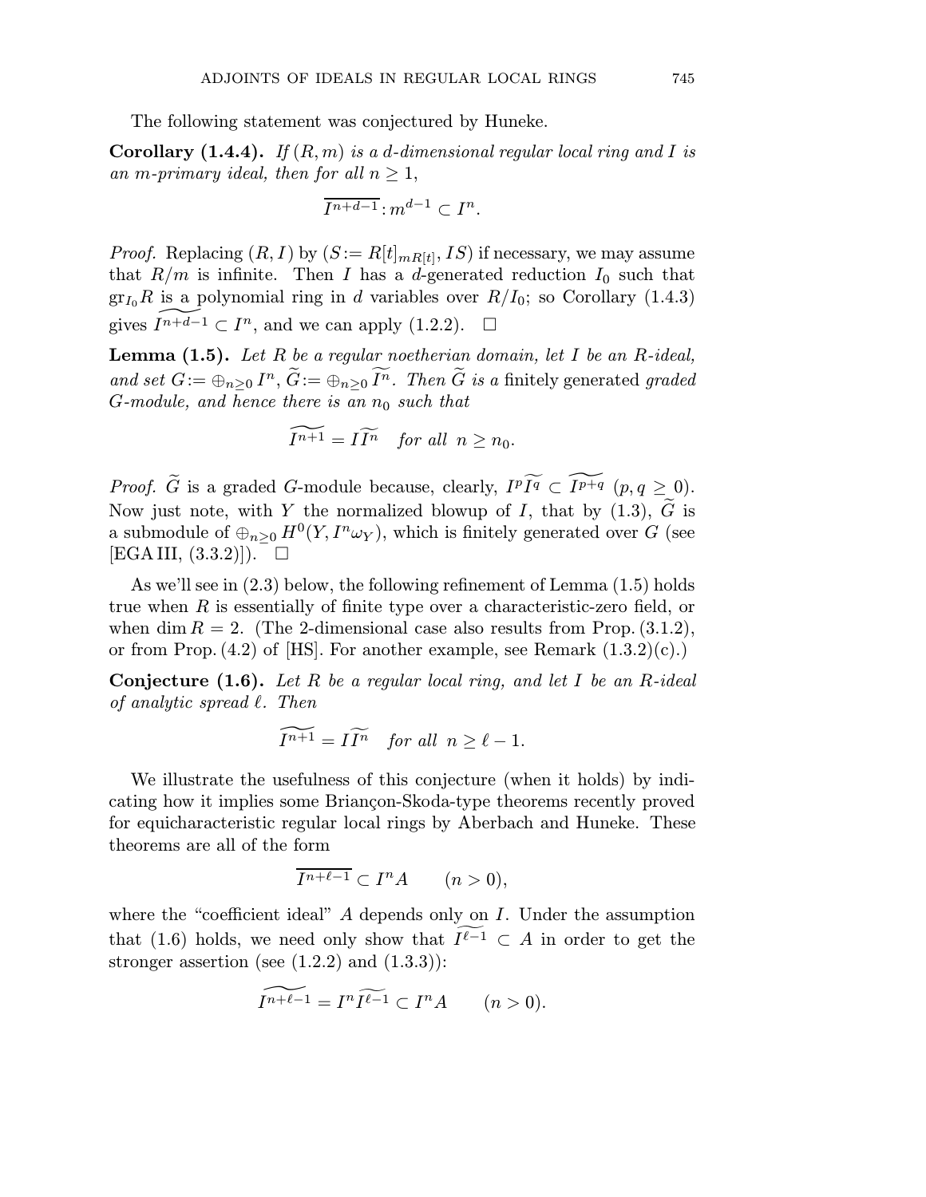The following statement was conjectured by Huneke.

**Corollary (1.4.4).** *If $(R, m)$ is a $d$-dimensional regular local ring and $I$ is an $m$-primary ideal, then for all $n \geq 1$,*

$$\overline{I^{n+d-1}} : m^{d-1} \subset I^n.$$

*Proof.* Replacing $(R, I)$ by $(S := R[t]_{mR[t]}, IS)$ if necessary, we may assume that $R/m$ is infinite. Then $I$ has a $d$-generated reduction $I_0$ such that $\mathrm{gr}_{I_0} R$ is a polynomial ring in $d$ variables over $R/I_0$; so Corollary (1.4.3) gives $\widetilde{I^{n+d-1}} \subset I^n$, and we can apply (1.2.2). $\square$

**Lemma (1.5).** *Let $R$ be a regular noetherian domain, let $I$ be an $R$-ideal, and set $G := \oplus_{n \geq 0} I^n$, $\widetilde{G} := \oplus_{n \geq 0} \widetilde{I^n}$. Then $\widetilde{G}$ is a* finitely generated *graded $G$-module, and hence there is an $n_0$ such that*

$$\widetilde{I^{n+1}} = I\widetilde{I^n} \quad \textit{for all } \; n \geq n_0.$$

*Proof.* $\widetilde{G}$ is a graded $G$-module because, clearly, $I^p\widetilde{I^q} \subset \widetilde{I^{p+q}}$ $(p, q \geq 0)$. Now just note, with $Y$ the normalized blowup of $I$, that by (1.3), $\widetilde{G}$ is a submodule of $\oplus_{n \geq 0} H^0(Y, I^n\omega_Y)$, which is finitely generated over $G$ (see [EGA III, (3.3.2)]). $\square$

As we'll see in (2.3) below, the following refinement of Lemma (1.5) holds true when $R$ is essentially of finite type over a characteristic-zero field, or when $\dim R = 2$. (The 2-dimensional case also results from Prop. (3.1.2), or from Prop. (4.2) of [HS]. For another example, see Remark (1.3.2)(c).)

**Conjecture (1.6).** *Let $R$ be a regular local ring, and let $I$ be an $R$-ideal of analytic spread $\ell$. Then*

$$\widetilde{I^{n+1}} = I\widetilde{I^n} \quad \textit{for all } \; n \geq \ell - 1.$$

We illustrate the usefulness of this conjecture (when it holds) by indicating how it implies some Briançon-Skoda-type theorems recently proved for equicharacteristic regular local rings by Aberbach and Huneke. These theorems are all of the form

$$\overline{I^{n+\ell-1}} \subset I^n A \qquad (n > 0),$$

where the "coefficient ideal" $A$ depends only on $I$. Under the assumption that (1.6) holds, we need only show that $\widetilde{I^{\ell-1}} \subset A$ in order to get the stronger assertion (see (1.2.2) and (1.3.3)):

$$\widetilde{I^{n+\ell-1}} = I^n\widetilde{I^{\ell-1}} \subset I^n A \qquad (n > 0).$$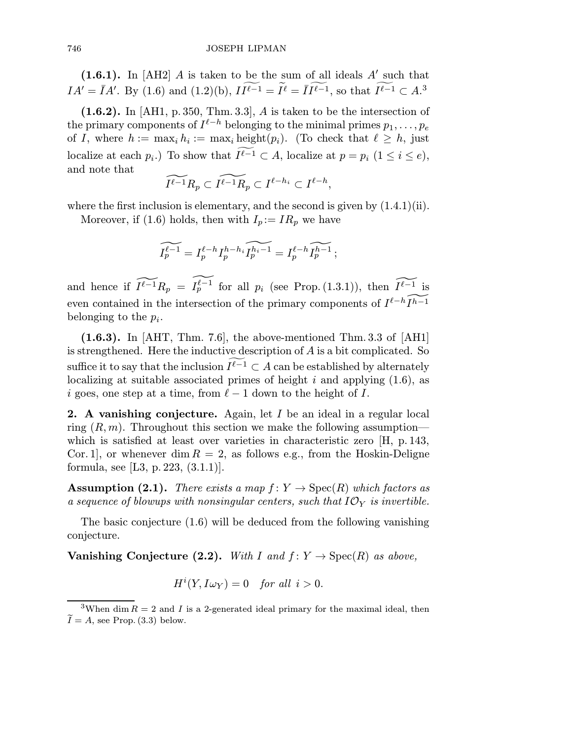**(1.6.1).** In [AH2] $A$ is taken to be the sum of all ideals $A'$ such that $IA' = \bar{I}A'$. By (1.6) and (1.2)(b), $I\widetilde{I^{\ell-1}} = \widetilde{I^{\ell}} = \bar{I}\widetilde{I^{\ell-1}}$, so that $\widetilde{I^{\ell-1}} \subset A$.[3]

**(1.6.2).** In [AH1, p. 350, Thm. 3.3], $A$ is taken to be the intersection of the primary components of $I^{\ell-h}$ belonging to the minimal primes $p_1, \dots, p_e$ of $I$, where $h := \max_i h_i := \max_i \operatorname{height}(p_i)$. (To check that $\ell \geq h$, just localize at each $p_i$.) To show that $\widetilde{I^{\ell-1}} \subset A$, localize at $p = p_i$ $(1 \leq i \leq e)$, and note that

$$\widetilde{I^{\ell-1}}R_p \subset \widetilde{I^{\ell-1}R_p} \subset I^{\ell-h_i} \subset I^{\ell-h},$$

where the first inclusion is elementary, and the second is given by (1.4.1)(ii).

Moreover, if (1.6) holds, then with $I_p := IR_p$ we have

$$\widetilde{I_p^{\ell-1}} = I_p^{\ell-h} I_p^{h-h_i} \widetilde{I_p^{h_i-1}} = I_p^{\ell-h} \widetilde{I_p^{h-1}};$$

and hence if $\widetilde{I^{\ell-1}}R_p = \widetilde{I_p^{\ell-1}}$ for all $p_i$ (see Prop. (1.3.1)), then $\widetilde{I^{\ell-1}}$ is even contained in the intersection of the primary components of $I^{\ell-h}\widetilde{I^{h-1}}$ belonging to the $p_i$.

**(1.6.3).** In [AHT, Thm. 7.6], the above-mentioned Thm. 3.3 of [AH1] is strengthened. Here the inductive description of $A$ is a bit complicated. So suffice it to say that the inclusion $\widetilde{I^{\ell-1}} \subset A$ can be established by alternately localizing at suitable associated primes of height $i$ and applying (1.6), as $i$ goes, one step at a time, from $\ell - 1$ down to the height of $I$.

## 2. A vanishing conjecture.

Again, let $I$ be an ideal in a regular local ring $(R, m)$. Throughout this section we make the following assumption—which is satisfied at least over varieties in characteristic zero [H, p. 143, Cor. 1], or whenever $\dim R = 2$, as follows e.g., from the Hoskin-Deligne formula, see [L3, p. 223, (3.1.1)].

**Assumption (2.1).** *There exists a map $f : Y \to \operatorname{Spec}(R)$ which factors as a sequence of blowups with nonsingular centers, such that $I\mathcal{O}_Y$ is invertible.*

The basic conjecture (1.6) will be deduced from the following vanishing conjecture.

**Vanishing Conjecture (2.2).** *With $I$ and $f : Y \to \operatorname{Spec}(R)$ as above,*

$$H^i(Y, I\omega_Y) = 0 \quad \textit{for all } i > 0.$$

---

[3] When $\dim R = 2$ and $I$ is a 2-generated ideal primary for the maximal ideal, then $\widetilde{I} = A$, see Prop. (3.3) below.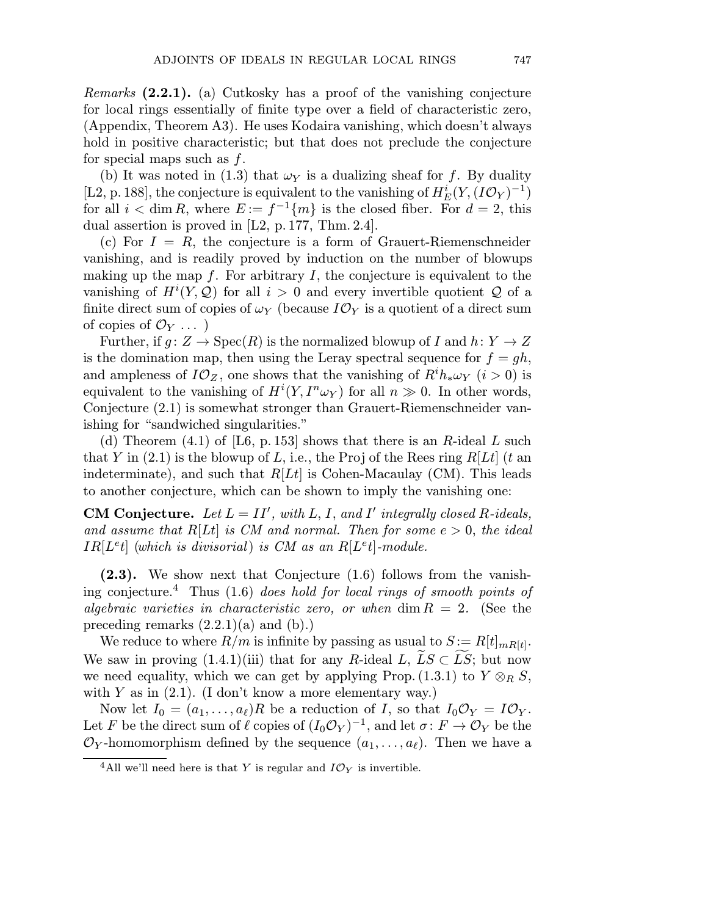*Remarks* **(2.2.1).** (a) Cutkosky has a proof of the vanishing conjecture for local rings essentially of finite type over a field of characteristic zero, (Appendix, Theorem A3). He uses Kodaira vanishing, which doesn't always hold in positive characteristic; but that does not preclude the conjecture for special maps such as $f$.

(b) It was noted in (1.3) that $\omega_Y$ is a dualizing sheaf for $f$. By duality [L2, p. 188], the conjecture is equivalent to the vanishing of $H^i_E(Y, (I\mathcal{O}_Y)^{-1})$ for all $i < \dim R$, where $E := f^{-1}\{m\}$ is the closed fiber. For $d = 2$, this dual assertion is proved in [L2, p. 177, Thm. 2.4].

(c) For $I = R$, the conjecture is a form of Grauert-Riemenschneider vanishing, and is readily proved by induction on the number of blowups making up the map $f$. For arbitrary $I$, the conjecture is equivalent to the vanishing of $H^i(Y, \mathcal{Q})$ for all $i > 0$ and every invertible quotient $\mathcal{Q}$ of a finite direct sum of copies of $\omega_Y$ (because $I\mathcal{O}_Y$ is a quotient of a direct sum of copies of $\mathcal{O}_Y$ ... )

Further, if $g\colon Z \to \operatorname{Spec}(R)$ is the normalized blowup of $I$ and $h\colon Y \to Z$ is the domination map, then using the Leray spectral sequence for $f = gh$, and ampleness of $I\mathcal{O}_Z$, one shows that the vanishing of $R^i h_*\omega_Y$ $(i > 0)$ is equivalent to the vanishing of $H^i(Y, I^n\omega_Y)$ for all $n \gg 0$. In other words, Conjecture (2.1) is somewhat stronger than Grauert-Riemenschneider vanishing for "sandwiched singularities."

(d) Theorem (4.1) of [L6, p. 153] shows that there is an $R$-ideal $L$ such that $Y$ in (2.1) is the blowup of $L$, i.e., the Proj of the Rees ring $R[Lt]$ ($t$ an indeterminate), and such that $R[Lt]$ is Cohen-Macaulay (CM). This leads to another conjecture, which can be shown to imply the vanishing one:

**CM Conjecture.** *Let $L = II'$, with $L$, $I$, and $I'$ integrally closed $R$-ideals, and assume that $R[Lt]$ is CM and normal. Then for some $e > 0$, the ideal $IR[L^e t]$ (which is divisorial) is CM as an $R[L^e t]$-module.*

**(2.3).** We show next that Conjecture (1.6) follows from the vanishing conjecture.[4] Thus (1.6) *does hold for local rings of smooth points of algebraic varieties in characteristic zero, or when* $\dim R = 2$. (See the preceding remarks (2.2.1)(a) and (b).)

We reduce to where $R/m$ is infinite by passing as usual to $S := R[t]_{mR[t]}$. We saw in proving (1.4.1)(iii) that for any $R$-ideal $L$, $\widetilde{L}S \subset \widetilde{LS}$; but now we need equality, which we can get by applying Prop. (1.3.1) to $Y \otimes_R S$, with $Y$ as in (2.1). (I don't know a more elementary way.)

Now let $I_0 = (a_1, \ldots, a_\ell)R$ be a reduction of $I$, so that $I_0\mathcal{O}_Y = I\mathcal{O}_Y$. Let $F$ be the direct sum of $\ell$ copies of $(I_0\mathcal{O}_Y)^{-1}$, and let $\sigma\colon F \to \mathcal{O}_Y$ be the $\mathcal{O}_Y$-homomorphism defined by the sequence $(a_1, \ldots, a_\ell)$. Then we have a

[4] All we'll need here is that $Y$ is regular and $I\mathcal{O}_Y$ is invertible.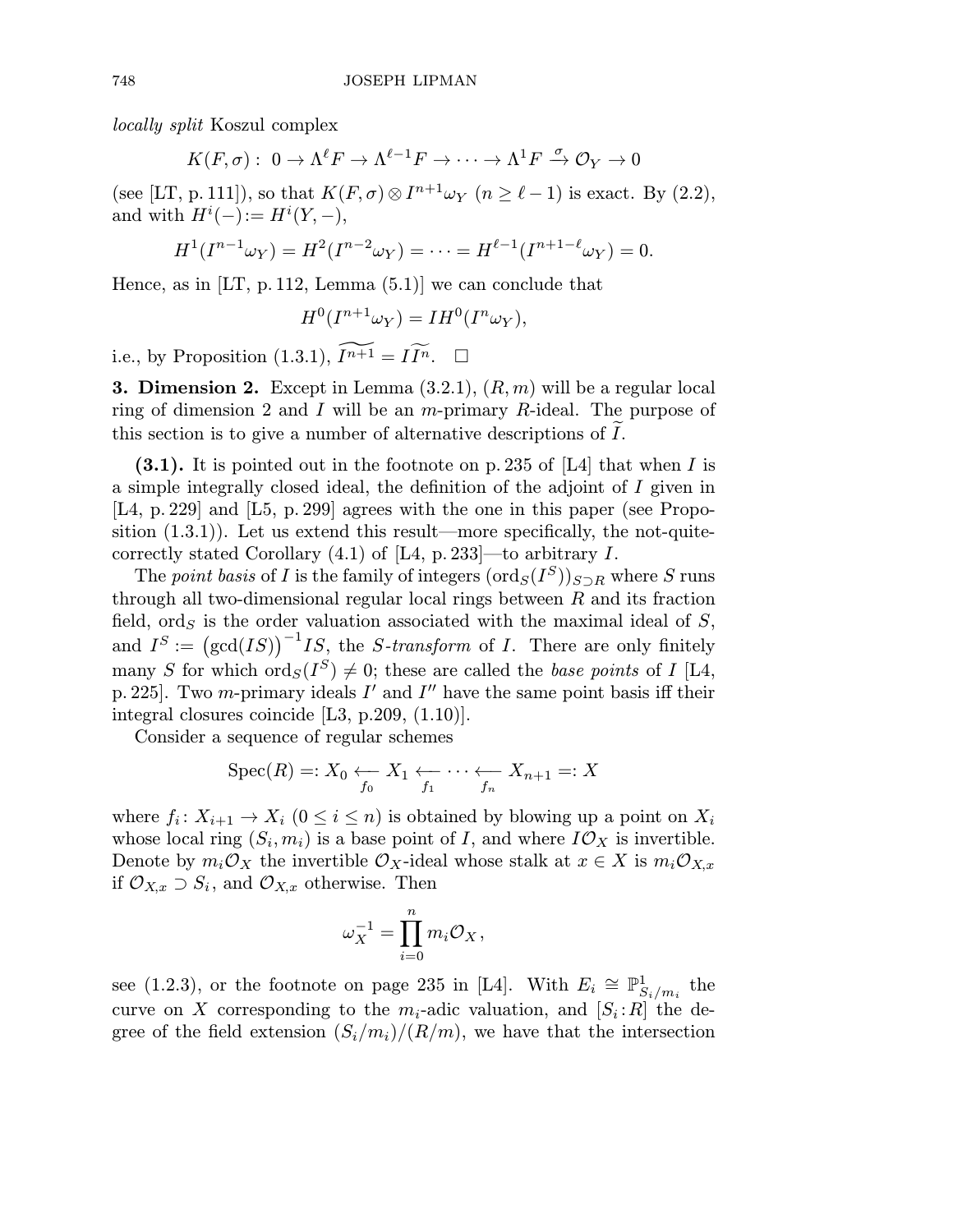*locally split* Koszul complex

$$K(F,\sigma):\ 0 \to \Lambda^{\ell} F \to \Lambda^{\ell-1} F \to \cdots \to \Lambda^1 F \xrightarrow{\sigma} \mathcal{O}_Y \to 0$$

(see [LT, p. 111]), so that $K(F,\sigma) \otimes I^{n+1}\omega_Y$ $(n \geq \ell - 1)$ is exact. By (2.2), and with $H^i(-) := H^i(Y, -)$,

$$H^1(I^{n-1}\omega_Y) = H^2(I^{n-2}\omega_Y) = \cdots = H^{\ell-1}(I^{n+1-\ell}\omega_Y) = 0.$$

Hence, as in [LT, p. 112, Lemma (5.1)] we can conclude that

$$H^0(I^{n+1}\omega_Y) = IH^0(I^n\omega_Y),$$

i.e., by Proposition (1.3.1), $\widetilde{I^{n+1}} = I\widetilde{I^n}$. $\square$

**3. Dimension 2.** Except in Lemma (3.2.1), $(R, m)$ will be a regular local ring of dimension 2 and $I$ will be an $m$-primary $R$-ideal. The purpose of this section is to give a number of alternative descriptions of $\widetilde{I}$.

**(3.1).** It is pointed out in the footnote on p. 235 of [L4] that when $I$ is a simple integrally closed ideal, the definition of the adjoint of $I$ given in [L4, p. 229] and [L5, p. 299] agrees with the one in this paper (see Proposition (1.3.1)). Let us extend this result—more specifically, the not-quite-correctly stated Corollary (4.1) of [L4, p. 233]—to arbitrary $I$.

The *point basis* of $I$ is the family of integers $(\mathrm{ord}_S(I^S))_{S\supset R}$ where $S$ runs through all two-dimensional regular local rings between $R$ and its fraction field, $\mathrm{ord}_S$ is the order valuation associated with the maximal ideal of $S$, and $I^S := \big(\gcd(IS)\big)^{-1}IS$, the *$S$-transform* of $I$. There are only finitely many $S$ for which $\mathrm{ord}_S(I^S) \neq 0$; these are called the *base points* of $I$ [L4, p. 225]. Two $m$-primary ideals $I'$ and $I''$ have the same point basis iff their integral closures coincide [L3, p.209, (1.10)].

Consider a sequence of regular schemes

$$\mathrm{Spec}(R) =: X_0 \underset{f_0}{\longleftarrow} X_1 \underset{f_1}{\longleftarrow} \cdots \underset{f_n}{\longleftarrow} X_{n+1} =: X$$

where $f_i\colon X_{i+1} \to X_i$ $(0 \leq i \leq n)$ is obtained by blowing up a point on $X_i$ whose local ring $(S_i, m_i)$ is a base point of $I$, and where $I\mathcal{O}_X$ is invertible. Denote by $m_i\mathcal{O}_X$ the invertible $\mathcal{O}_X$-ideal whose stalk at $x \in X$ is $m_i\mathcal{O}_{X,x}$ if $\mathcal{O}_{X,x} \supset S_i$, and $\mathcal{O}_{X,x}$ otherwise. Then

$$\omega_X^{-1} = \prod_{i=0}^{n} m_i\mathcal{O}_X,$$

see (1.2.3), or the footnote on page 235 in [L4]. With $E_i \cong \mathbb{P}^1_{S_i/m_i}$ the curve on $X$ corresponding to the $m_i$-adic valuation, and $[S_i : R]$ the degree of the field extension $(S_i/m_i)/(R/m)$, we have that the intersection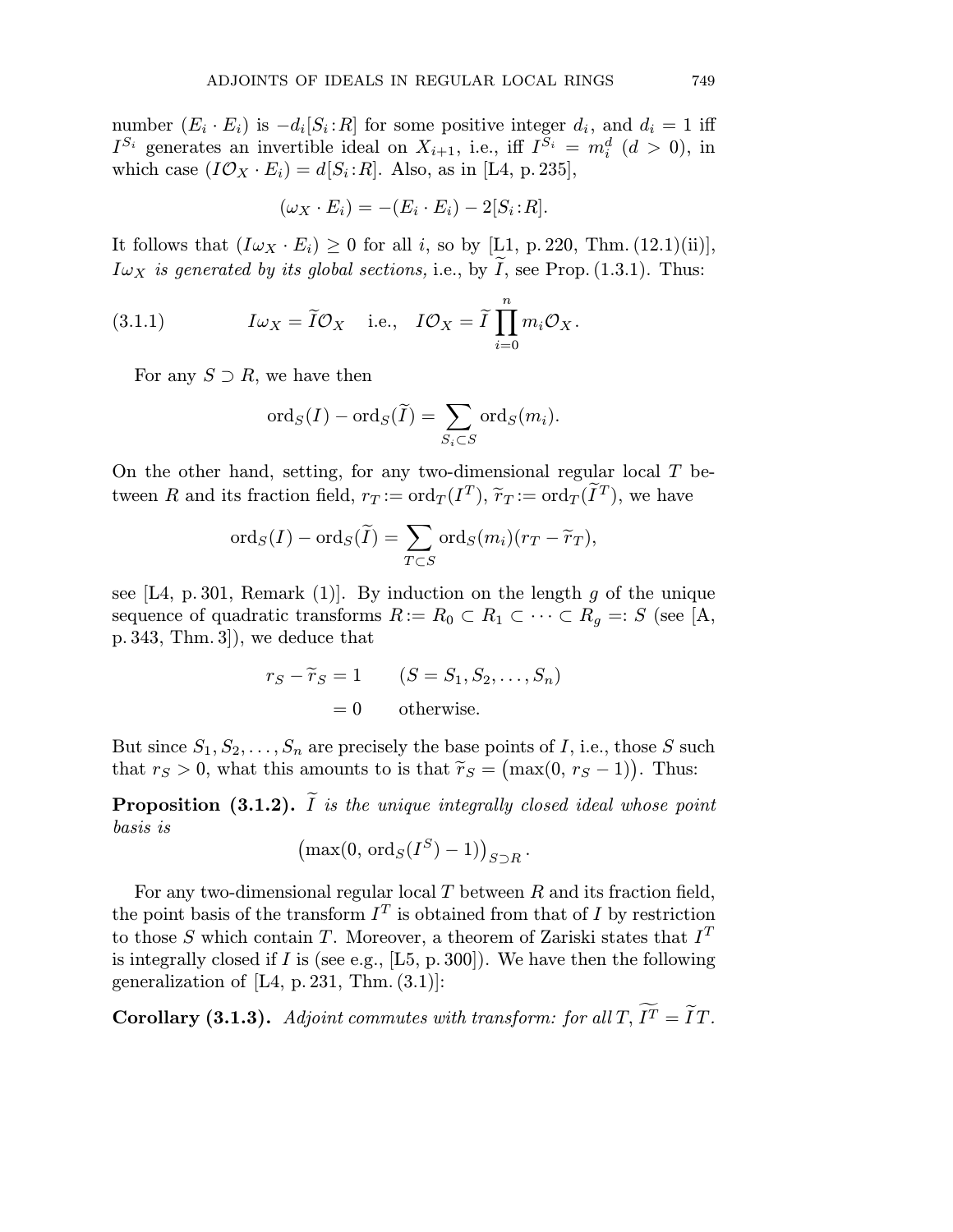number $(E_i \cdot E_i)$ is $-d_i[S_i\!:\!R]$ for some positive integer $d_i$, and $d_i = 1$ iff $I^{S_i}$ generates an invertible ideal on $X_{i+1}$, i.e., iff $I^{S_i} = m_i^d$ $(d > 0)$, in which case $(I\mathcal{O}_X \cdot E_i) = d[S_i\!:\!R]$. Also, as in [L4, p. 235],

$$(\omega_X \cdot E_i) = -(E_i \cdot E_i) - 2[S_i\!:\!R].$$

It follows that $(I\omega_X \cdot E_i) \geq 0$ for all $i$, so by [L1, p. 220, Thm. (12.1)(ii)], *$I\omega_X$ is generated by its global sections,* i.e., by $\widetilde{I}$, see Prop. (1.3.1). Thus:

$$I\omega_X = \widetilde{I}\mathcal{O}_X \quad \text{i.e.,} \quad I\mathcal{O}_X = \widetilde{I}\prod_{i=0}^{n} m_i\mathcal{O}_X. \tag{3.1.1}$$

For any $S \supset R$, we have then

$$\operatorname{ord}_S(I) - \operatorname{ord}_S(\widetilde{I}) = \sum_{S_i \subset S} \operatorname{ord}_S(m_i).$$

On the other hand, setting, for any two-dimensional regular local $T$ between $R$ and its fraction field, $r_T := \operatorname{ord}_T(I^T)$, $\widetilde{r}_T := \operatorname{ord}_T(\widetilde{I}^T)$, we have

$$\operatorname{ord}_S(I) - \operatorname{ord}_S(\widetilde{I}) = \sum_{T \subset S} \operatorname{ord}_S(m_i)(r_T - \widetilde{r}_T),$$

see [L4, p. 301, Remark (1)]. By induction on the length $g$ of the unique sequence of quadratic transforms $R := R_0 \subset R_1 \subset \cdots \subset R_g =: S$ (see [A, p. 343, Thm. 3]), we deduce that

$$\begin{aligned} r_S - \widetilde{r}_S &= 1 \qquad (S = S_1, S_2, \ldots, S_n) \\ &= 0 \qquad \text{otherwise.} \end{aligned}$$

But since $S_1, S_2, \ldots, S_n$ are precisely the base points of $I$, i.e., those $S$ such that $r_S > 0$, what this amounts to is that $\widetilde{r}_S = \big(\max(0,\, r_S - 1)\big)$. Thus:

**Proposition (3.1.2).** *$\widetilde{I}$ is the unique integrally closed ideal whose point basis is*

$$\big(\max(0,\, \operatorname{ord}_S(I^S) - 1)\big)_{S \supset R}.$$

For any two-dimensional regular local $T$ between $R$ and its fraction field, the point basis of the transform $I^T$ is obtained from that of $I$ by restriction to those $S$ which contain $T$. Moreover, a theorem of Zariski states that $I^T$ is integrally closed if $I$ is (see e.g., [L5, p. 300]). We have then the following generalization of [L4, p. 231, Thm. (3.1)]:

**Corollary (3.1.3).** *Adjoint commutes with transform: for all $T$, $\widetilde{I^T} = \widetilde{I}T$.*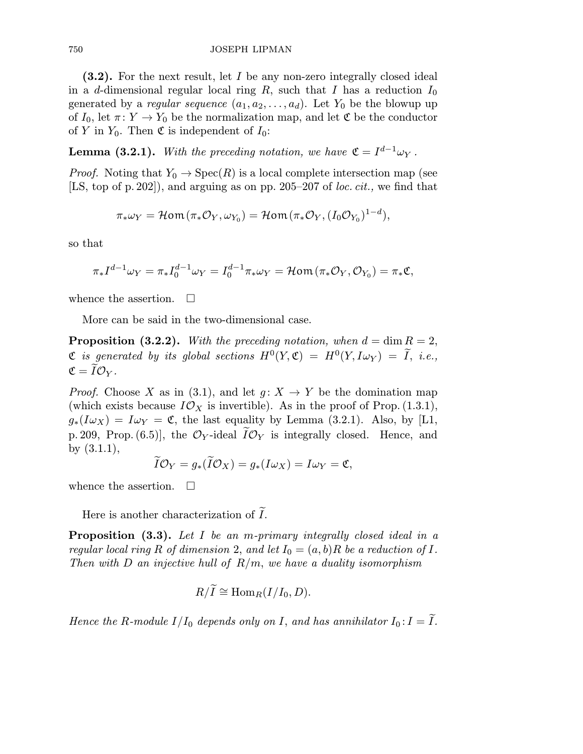**(3.2).** For the next result, let $I$ be any non-zero integrally closed ideal in a $d$-dimensional regular local ring $R$, such that $I$ has a reduction $I_0$ generated by a *regular sequence* $(a_1, a_2, \dots, a_d)$. Let $Y_0$ be the blowup up of $I_0$, let $\pi\colon Y \to Y_0$ be the normalization map, and let $\mathfrak{C}$ be the conductor of $Y$ in $Y_0$. Then $\mathfrak{C}$ is independent of $I_0$:

**Lemma (3.2.1).** *With the preceding notation, we have $\mathfrak{C} = I^{d-1}\omega_Y$.*

*Proof.* Noting that $Y_0 \to \operatorname{Spec}(R)$ is a local complete intersection map (see [LS, top of p. 202]), and arguing as on pp. 205–207 of *loc. cit.,* we find that

$$\pi_*\omega_Y = \mathcal{H}om(\pi_*\mathcal{O}_Y, \omega_{Y_0}) = \mathcal{H}om(\pi_*\mathcal{O}_Y, (I_0\mathcal{O}_{Y_0})^{1-d}),$$

so that

$$\pi_* I^{d-1}\omega_Y = \pi_* I_0^{d-1}\omega_Y = I_0^{d-1}\pi_*\omega_Y = \mathcal{H}om(\pi_*\mathcal{O}_Y, \mathcal{O}_{Y_0}) = \pi_*\mathfrak{C},$$

whence the assertion. $\square$

More can be said in the two-dimensional case.

**Proposition (3.2.2).** *With the preceding notation, when $d = \dim R = 2$, $\mathfrak{C}$ is generated by its global sections $H^0(Y, \mathfrak{C}) = H^0(Y, I\omega_Y) = \widetilde{I}$, i.e., $\mathfrak{C} = \widetilde{I}\mathcal{O}_Y$.*

*Proof.* Choose $X$ as in (3.1), and let $g\colon X \to Y$ be the domination map (which exists because $I\mathcal{O}_X$ is invertible). As in the proof of Prop. (1.3.1), $g_*(I\omega_X) = I\omega_Y = \mathfrak{C}$, the last equality by Lemma (3.2.1). Also, by [L1, p. 209, Prop. (6.5)], the $\mathcal{O}_Y$-ideal $\widetilde{I}\mathcal{O}_Y$ is integrally closed. Hence, and by (3.1.1),

$$\widetilde{I}\mathcal{O}_Y = g_*(\widetilde{I}\mathcal{O}_X) = g_*(I\omega_X) = I\omega_Y = \mathfrak{C},$$

whence the assertion. $\square$

Here is another characterization of $\widetilde{I}$.

**Proposition (3.3).** *Let $I$ be an $m$-primary integrally closed ideal in a regular local ring $R$ of dimension 2, and let $I_0 = (a, b)R$ be a reduction of $I$. Then with $D$ an injective hull of $R/m$, we have a duality isomorphism*

$$R/\widetilde{I} \cong \operatorname{Hom}_R(I/I_0, D).$$

*Hence the $R$-module $I/I_0$ depends only on $I$, and has annihilator $I_0 \colon I = \widetilde{I}$.*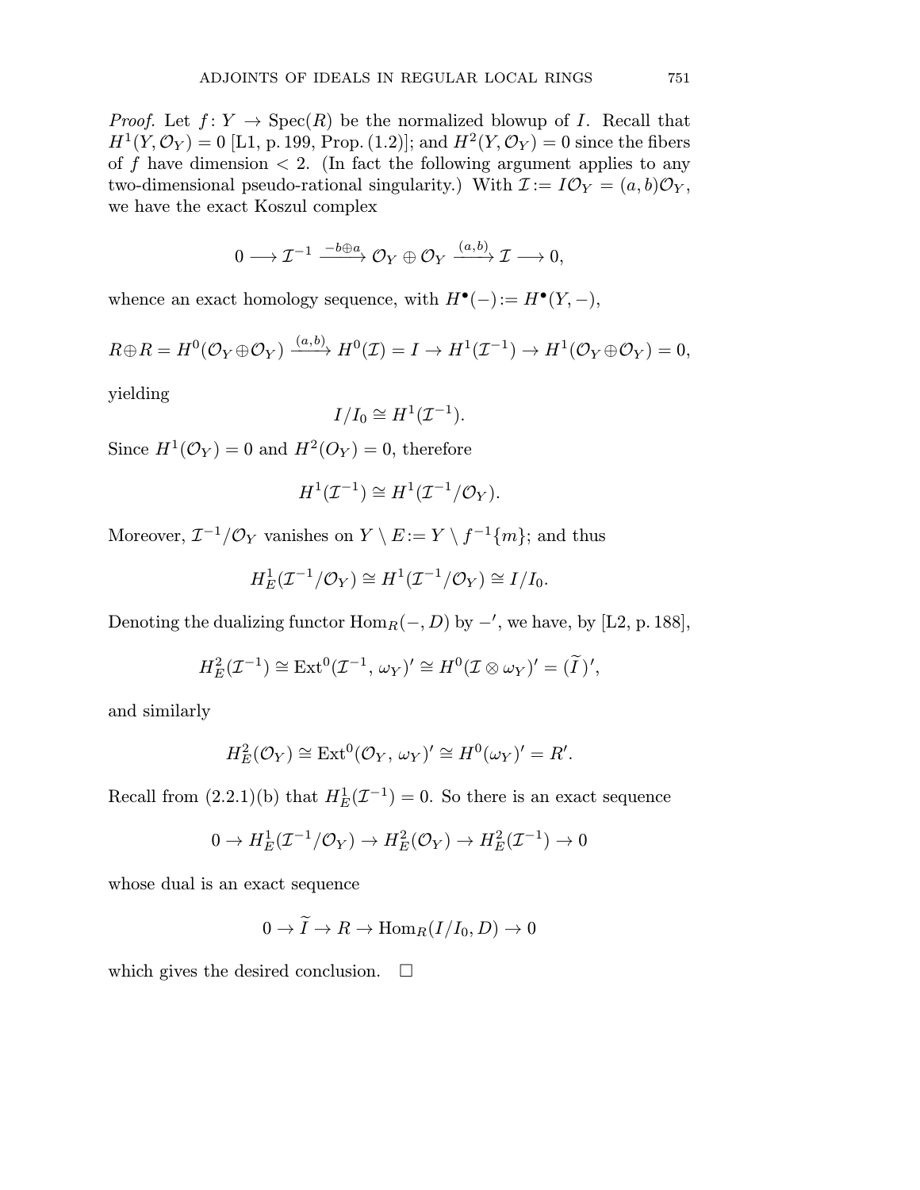*Proof.* Let $f\colon Y \to \operatorname{Spec}(R)$ be the normalized blowup of $I$. Recall that $H^1(Y, \mathcal{O}_Y) = 0$ [L1, p. 199, Prop. (1.2)]; and $H^2(Y, \mathcal{O}_Y) = 0$ since the fibers of $f$ have dimension $< 2$. (In fact the following argument applies to any two-dimensional pseudo-rational singularity.) With $\mathcal{I} := I\mathcal{O}_Y = (a, b)\mathcal{O}_Y$, we have the exact Koszul complex

$$0 \longrightarrow \mathcal{I}^{-1} \xrightarrow{\ -b\oplus a\ } \mathcal{O}_Y \oplus \mathcal{O}_Y \xrightarrow{\ (a,b)\ } \mathcal{I} \longrightarrow 0,$$

whence an exact homology sequence, with $H^\bullet(-) := H^\bullet(Y, -)$,

$$R \oplus R = H^0(\mathcal{O}_Y \oplus \mathcal{O}_Y) \xrightarrow{\ (a,b)\ } H^0(\mathcal{I}) = I \to H^1(\mathcal{I}^{-1}) \to H^1(\mathcal{O}_Y \oplus \mathcal{O}_Y) = 0,$$

yielding

$$I/I_0 \cong H^1(\mathcal{I}^{-1}).$$

Since $H^1(\mathcal{O}_Y) = 0$ and $H^2(O_Y) = 0$, therefore

$$H^1(\mathcal{I}^{-1}) \cong H^1(\mathcal{I}^{-1}/\mathcal{O}_Y).$$

Moreover, $\mathcal{I}^{-1}/\mathcal{O}_Y$ vanishes on $Y \setminus E := Y \setminus f^{-1}\{m\}$; and thus

$$H^1_E(\mathcal{I}^{-1}/\mathcal{O}_Y) \cong H^1(\mathcal{I}^{-1}/\mathcal{O}_Y) \cong I/I_0.$$

Denoting the dualizing functor $\operatorname{Hom}_R(-, D)$ by $-'$, we have, by [L2, p. 188],

$$H^2_E(\mathcal{I}^{-1}) \cong \operatorname{Ext}^0(\mathcal{I}^{-1}, \omega_Y)' \cong H^0(\mathcal{I} \otimes \omega_Y)' = (\widetilde{I}\,)',$$

and similarly

$$H^2_E(\mathcal{O}_Y) \cong \operatorname{Ext}^0(\mathcal{O}_Y, \omega_Y)' \cong H^0(\omega_Y)' = R'.$$

Recall from (2.2.1)(b) that $H^1_E(\mathcal{I}^{-1}) = 0$. So there is an exact sequence

$$0 \to H^1_E(\mathcal{I}^{-1}/\mathcal{O}_Y) \to H^2_E(\mathcal{O}_Y) \to H^2_E(\mathcal{I}^{-1}) \to 0$$

whose dual is an exact sequence

$$0 \to \widetilde{I} \to R \to \operatorname{Hom}_R(I/I_0, D) \to 0$$

which gives the desired conclusion. $\square$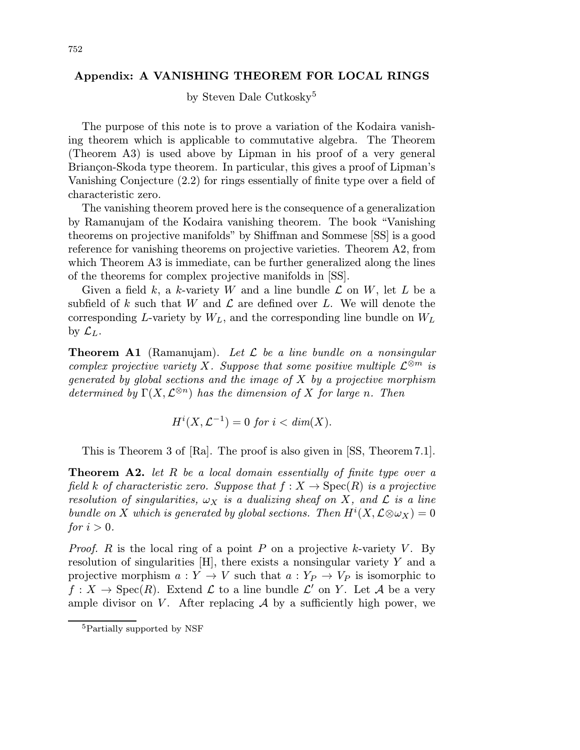## Appendix: A VANISHING THEOREM FOR LOCAL RINGS

by Steven Dale Cutkosky[5]

The purpose of this note is to prove a variation of the Kodaira vanishing theorem which is applicable to commutative algebra. The Theorem (Theorem A3) is used above by Lipman in his proof of a very general Briançon-Skoda type theorem. In particular, this gives a proof of Lipman's Vanishing Conjecture (2.2) for rings essentially of finite type over a field of characteristic zero.

The vanishing theorem proved here is the consequence of a generalization by Ramanujam of the Kodaira vanishing theorem. The book "Vanishing theorems on projective manifolds" by Shiffman and Sommese [SS] is a good reference for vanishing theorems on projective varieties. Theorem A2, from which Theorem A3 is immediate, can be further generalized along the lines of the theorems for complex projective manifolds in [SS].

Given a field $k$, a $k$-variety $W$ and a line bundle $\mathcal{L}$ on $W$, let $L$ be a subfield of $k$ such that $W$ and $\mathcal{L}$ are defined over $L$. We will denote the corresponding $L$-variety by $W_L$, and the corresponding line bundle on $W_L$ by $\mathcal{L}_L$.

**Theorem A1** (Ramanujam). *Let $\mathcal{L}$ be a line bundle on a nonsingular complex projective variety $X$. Suppose that some positive multiple $\mathcal{L}^{\otimes m}$ is generated by global sections and the image of $X$ by a projective morphism determined by $\Gamma(X, \mathcal{L}^{\otimes n})$ has the dimension of $X$ for large $n$. Then*

$$H^i(X, \mathcal{L}^{-1}) = 0 \text{ for } i < dim(X).$$

This is Theorem 3 of [Ra]. The proof is also given in [SS, Theorem 7.1].

**Theorem A2.** *let $R$ be a local domain essentially of finite type over a field $k$ of characteristic zero. Suppose that $f : X \to \operatorname{Spec}(R)$ is a projective resolution of singularities, $\omega_X$ is a dualizing sheaf on $X$, and $\mathcal{L}$ is a line bundle on $X$ which is generated by global sections. Then $H^i(X, \mathcal{L} \otimes \omega_X) = 0$ for $i > 0$.*

*Proof.* $R$ is the local ring of a point $P$ on a projective $k$-variety $V$. By resolution of singularities [H], there exists a nonsingular variety $Y$ and a projective morphism $a : Y \to V$ such that $a : Y_P \to V_P$ is isomorphic to $f : X \to \operatorname{Spec}(R)$. Extend $\mathcal{L}$ to a line bundle $\mathcal{L}'$ on $Y$. Let $\mathcal{A}$ be a very ample divisor on $V$. After replacing $\mathcal{A}$ by a sufficiently high power, we

---

[5] Partially supported by NSF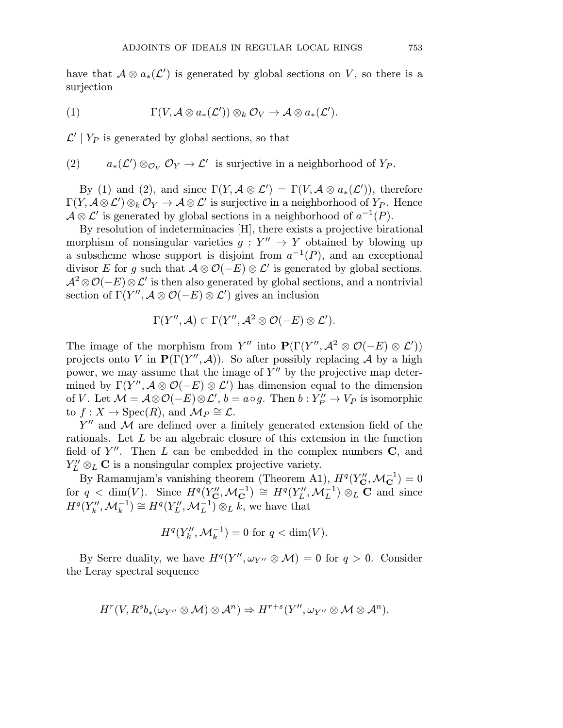have that $\mathcal{A} \otimes a_*(\mathcal{L}')$ is generated by global sections on $V$, so there is a surjection

$$\Gamma(V, \mathcal{A} \otimes a_*(\mathcal{L}')) \otimes_k \mathcal{O}_V \to \mathcal{A} \otimes a_*(\mathcal{L}'). \tag{1}$$

$\mathcal{L}' \mid Y_P$ is generated by global sections, so that

$$a_*(\mathcal{L}') \otimes_{\mathcal{O}_V} \mathcal{O}_Y \to \mathcal{L}' \text{ is surjective in a neighborhood of } Y_P. \tag{2}$$

By (1) and (2), and since $\Gamma(Y, \mathcal{A} \otimes \mathcal{L}') = \Gamma(V, \mathcal{A} \otimes a_*(\mathcal{L}'))$, therefore $\Gamma(Y, \mathcal{A} \otimes \mathcal{L}') \otimes_k \mathcal{O}_Y \to \mathcal{A} \otimes \mathcal{L}'$ is surjective in a neighborhood of $Y_P$. Hence $\mathcal{A} \otimes \mathcal{L}'$ is generated by global sections in a neighborhood of $a^{-1}(P)$.

By resolution of indeterminacies [H], there exists a projective birational morphism of nonsingular varieties $g : Y'' \to Y$ obtained by blowing up a subscheme whose support is disjoint from $a^{-1}(P)$, and an exceptional divisor $E$ for $g$ such that $\mathcal{A} \otimes \mathcal{O}(-E) \otimes \mathcal{L}'$ is generated by global sections. $\mathcal{A}^2 \otimes \mathcal{O}(-E) \otimes \mathcal{L}'$ is then also generated by global sections, and a nontrivial section of $\Gamma(Y'', \mathcal{A} \otimes \mathcal{O}(-E) \otimes \mathcal{L}')$ gives an inclusion

$$\Gamma(Y'', \mathcal{A}) \subset \Gamma(Y'', \mathcal{A}^2 \otimes \mathcal{O}(-E) \otimes \mathcal{L}').$$

The image of the morphism from $Y''$ into $\mathbf{P}(\Gamma(Y'', \mathcal{A}^2 \otimes \mathcal{O}(-E) \otimes \mathcal{L}'))$ projects onto $V$ in $\mathbf{P}(\Gamma(Y'', \mathcal{A}))$. So after possibly replacing $\mathcal{A}$ by a high power, we may assume that the image of $Y''$ by the projective map determined by $\Gamma(Y'', \mathcal{A} \otimes \mathcal{O}(-E) \otimes \mathcal{L}')$ has dimension equal to the dimension of $V$. Let $\mathcal{M} = \mathcal{A} \otimes \mathcal{O}(-E) \otimes \mathcal{L}'$, $b = a \circ g$. Then $b : Y''_P \to V_P$ is isomorphic to $f : X \to \operatorname{Spec}(R)$, and $\mathcal{M}_P \cong \mathcal{L}$.

$Y''$ and $\mathcal{M}$ are defined over a finitely generated extension field of the rationals. Let $L$ be an algebraic closure of this extension in the function field of $Y''$. Then $L$ can be embedded in the complex numbers $\mathbf{C}$, and $Y''_L \otimes_L \mathbf{C}$ is a nonsingular complex projective variety.

By Ramanujam's vanishing theorem (Theorem A1), $H^q(Y''_{\mathbf{C}}, \mathcal{M}_{\mathbf{C}}^{-1}) = 0$ for $q < \dim(V)$. Since $H^q(Y''_{\mathbf{C}}, \mathcal{M}_{\mathbf{C}}^{-1}) \cong H^q(Y''_L, \mathcal{M}_L^{-1}) \otimes_L \mathbf{C}$ and since $H^q(Y''_k, \mathcal{M}_k^{-1}) \cong H^q(Y''_L, \mathcal{M}_L^{-1}) \otimes_L k$, we have that

$$H^q(Y''_k, \mathcal{M}_k^{-1}) = 0 \text{ for } q < \dim(V).$$

By Serre duality, we have $H^q(Y'', \omega_{Y''} \otimes \mathcal{M}) = 0$ for $q > 0$. Consider the Leray spectral sequence

$$H^r(V, R^s b_*(\omega_{Y''} \otimes \mathcal{M}) \otimes \mathcal{A}^n) \Rightarrow H^{r+s}(Y'', \omega_{Y''} \otimes \mathcal{M} \otimes \mathcal{A}^n).$$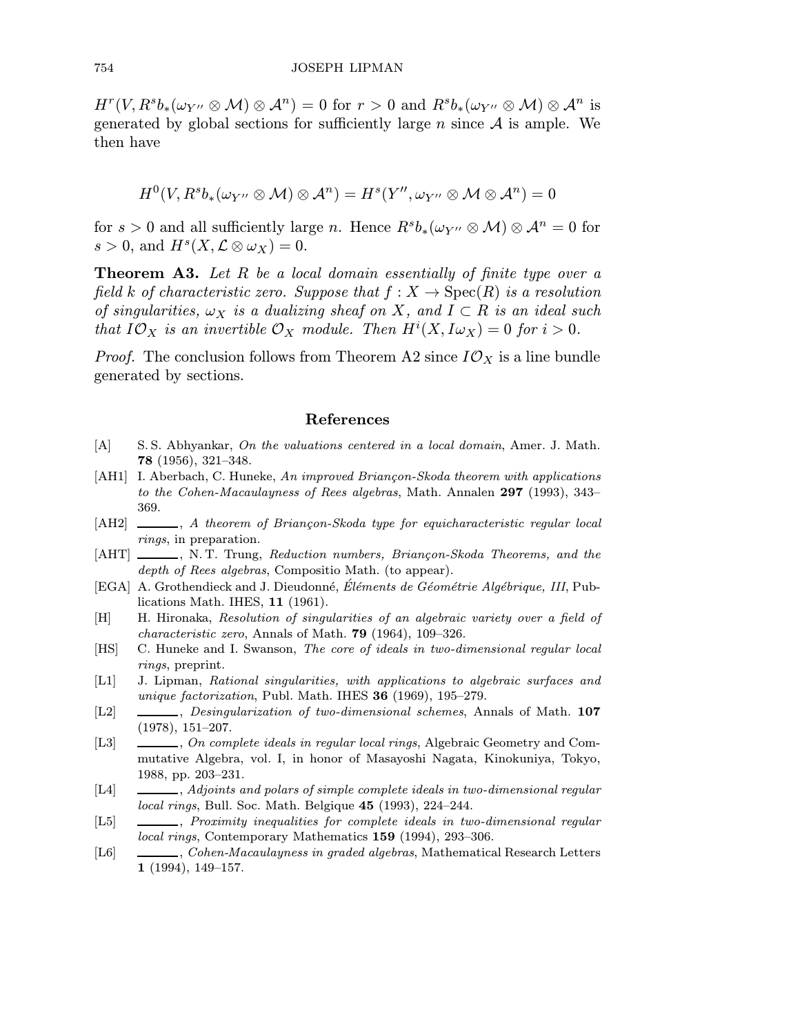$H^r(V, R^s b_*(\omega_{Y''} \otimes \mathcal{M}) \otimes \mathcal{A}^n) = 0$ for $r > 0$ and $R^s b_*(\omega_{Y''} \otimes \mathcal{M}) \otimes \mathcal{A}^n$ is generated by global sections for sufficiently large $n$ since $\mathcal{A}$ is ample. We then have

$$H^0(V, R^s b_*(\omega_{Y''} \otimes \mathcal{M}) \otimes \mathcal{A}^n) = H^s(Y'', \omega_{Y''} \otimes \mathcal{M} \otimes \mathcal{A}^n) = 0$$

for $s > 0$ and all sufficiently large $n$. Hence $R^s b_*(\omega_{Y''} \otimes \mathcal{M}) \otimes \mathcal{A}^n = 0$ for $s > 0$, and $H^s(X, \mathcal{L} \otimes \omega_X) = 0$.

**Theorem A3.** *Let $R$ be a local domain essentially of finite type over a field $k$ of characteristic zero. Suppose that $f : X \to \operatorname{Spec}(R)$ is a resolution of singularities, $\omega_X$ is a dualizing sheaf on $X$, and $I \subset R$ is an ideal such that $I\mathcal{O}_X$ is an invertible $\mathcal{O}_X$ module. Then $H^i(X, I\omega_X) = 0$ for $i > 0$.*

*Proof.* The conclusion follows from Theorem A2 since $I\mathcal{O}_X$ is a line bundle generated by sections.

## References

[A] S. S. Abhyankar, *On the valuations centered in a local domain*, Amer. J. Math. **78** (1956), 321–348.

[AH1] I. Aberbach, C. Huneke, *An improved Briançon-Skoda theorem with applications to the Cohen-Macaulayness of Rees algebras*, Math. Annalen **297** (1993), 343–369.

[AH2] ______, *A theorem of Briançon-Skoda type for equicharacteristic regular local rings*, in preparation.

[AHT] ______, N. T. Trung, *Reduction numbers, Briançon-Skoda Theorems, and the depth of Rees algebras*, Compositio Math. (to appear).

[EGA] A. Grothendieck and J. Dieudonné, *Éléments de Géométrie Algébrique, III*, Publications Math. IHES, **11** (1961).

[H] H. Hironaka, *Resolution of singularities of an algebraic variety over a field of characteristic zero*, Annals of Math. **79** (1964), 109–326.

[HS] C. Huneke and I. Swanson, *The core of ideals in two-dimensional regular local rings*, preprint.

[L1] J. Lipman, *Rational singularities, with applications to algebraic surfaces and unique factorization*, Publ. Math. IHES **36** (1969), 195–279.

[L2] ______, *Desingularization of two-dimensional schemes*, Annals of Math. **107** (1978), 151–207.

[L3] ______, *On complete ideals in regular local rings*, Algebraic Geometry and Commutative Algebra, vol. I, in honor of Masayoshi Nagata, Kinokuniya, Tokyo, 1988, pp. 203–231.

[L4] ______, *Adjoints and polars of simple complete ideals in two-dimensional regular local rings*, Bull. Soc. Math. Belgique **45** (1993), 224–244.

[L5] ______, *Proximity inequalities for complete ideals in two-dimensional regular local rings*, Contemporary Mathematics **159** (1994), 293–306.

[L6] ______, *Cohen-Macaulayness in graded algebras*, Mathematical Research Letters **1** (1994), 149–157.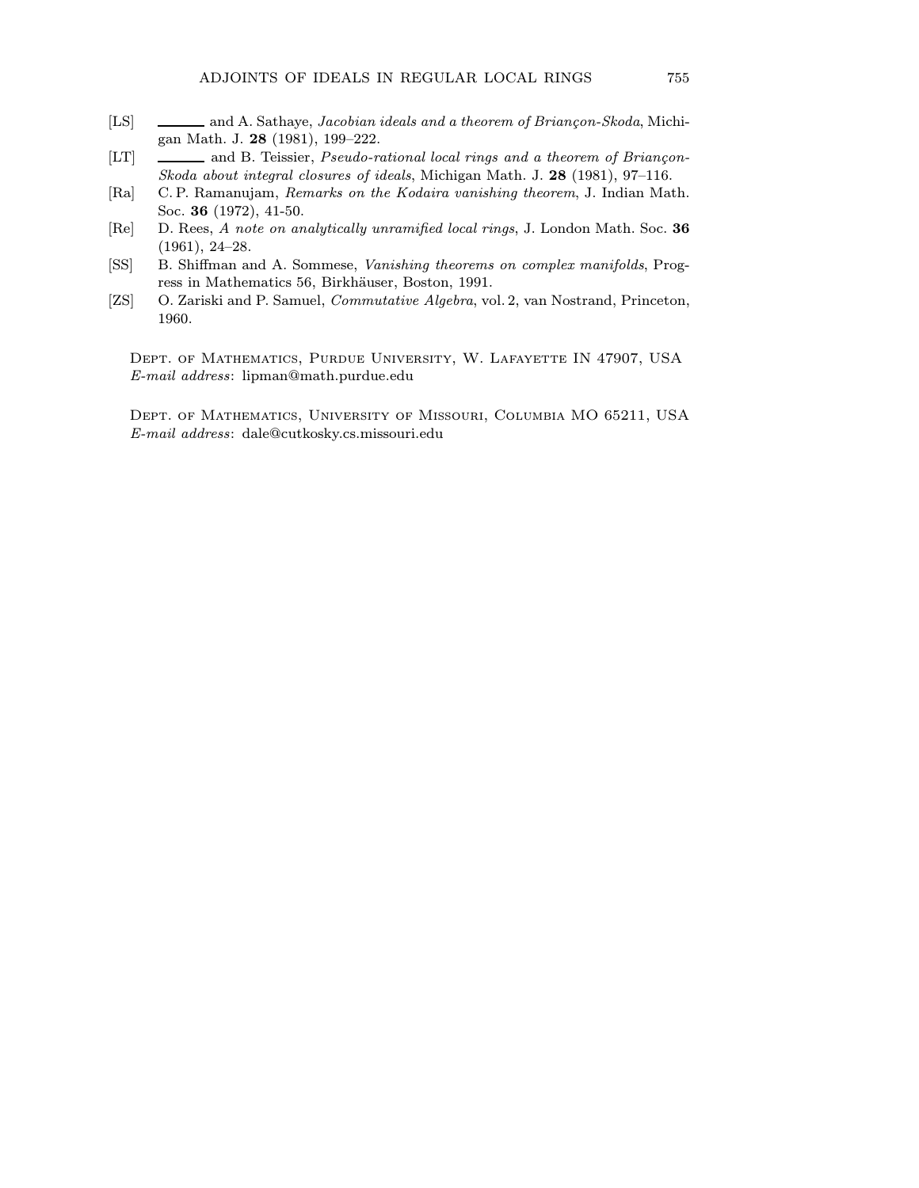[LS] \_\_\_\_\_\_ and A. Sathaye, *Jacobian ideals and a theorem of Briançon-Skoda*, Michigan Math. J. **28** (1981), 199–222.

[LT] \_\_\_\_\_\_ and B. Teissier, *Pseudo-rational local rings and a theorem of Briançon-Skoda about integral closures of ideals*, Michigan Math. J. **28** (1981), 97–116.

[Ra] C. P. Ramanujam, *Remarks on the Kodaira vanishing theorem*, J. Indian Math. Soc. **36** (1972), 41-50.

[Re] D. Rees, *A note on analytically unramified local rings*, J. London Math. Soc. **36** (1961), 24–28.

[SS] B. Shiffman and A. Sommese, *Vanishing theorems on complex manifolds*, Progress in Mathematics 56, Birkhäuser, Boston, 1991.

[ZS] O. Zariski and P. Samuel, *Commutative Algebra*, vol. 2, van Nostrand, Princeton, 1960.

Dept. of Mathematics, Purdue University, W. Lafayette IN 47907, USA
*E-mail address*: lipman@math.purdue.edu

Dept. of Mathematics, University of Missouri, Columbia MO 65211, USA
*E-mail address*: dale@cutkosky.cs.missouri.edu